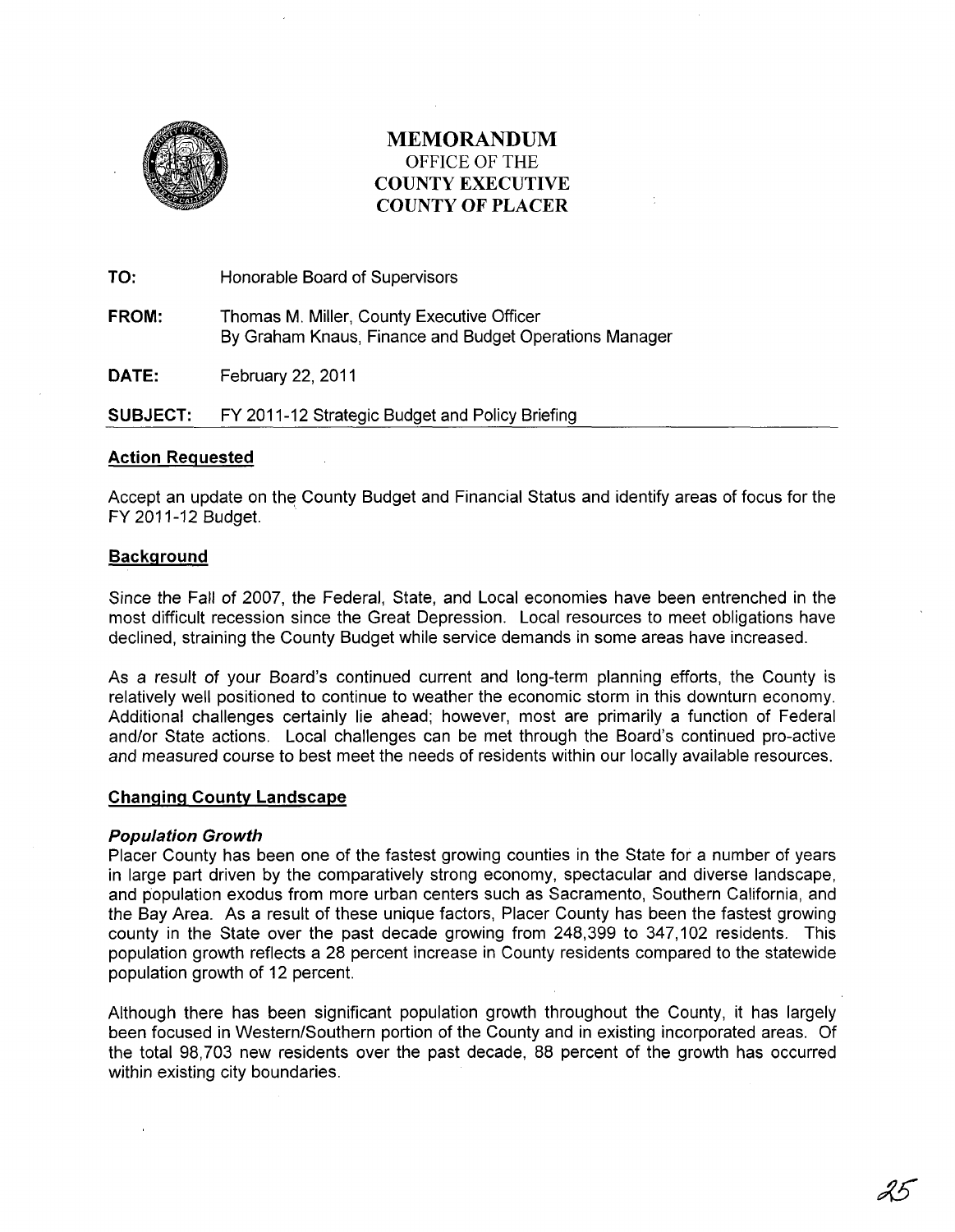# MEMORANDUM
## OFFICE OF THE COUNTY EXECUTIVE COUNTY OF PLACER

**TO:** Honorable Board of Supervisors

**FROM:** Thomas M. Miller, County Executive Officer
By Graham Knaus, Finance and Budget Operations Manager

**DATE:** February 22, 2011

**SUBJECT:** FY 2011-12 Strategic Budget and Policy Briefing

## Action Requested

Accept an update on the County Budget and Financial Status and identify areas of focus for the FY 2011-12 Budget.

## Background

Since the Fall of 2007, the Federal, State, and Local economies have been entrenched in the most difficult recession since the Great Depression. Local resources to meet obligations have declined, straining the County Budget while service demands in some areas have increased.

As a result of your Board's continued current and long-term planning efforts, the County is relatively well positioned to continue to weather the economic storm in this downturn economy. Additional challenges certainly lie ahead; however, most are primarily a function of Federal and/or State actions. Local challenges can be met through the Board's continued pro-active and measured course to best meet the needs of residents within our locally available resources.

## Changing County Landscape

### *Population Growth*

Placer County has been one of the fastest growing counties in the State for a number of years in large part driven by the comparatively strong economy, spectacular and diverse landscape, and population exodus from more urban centers such as Sacramento, Southern California, and the Bay Area. As a result of these unique factors, Placer County has been the fastest growing county in the State over the past decade growing from 248,399 to 347,102 residents. This population growth reflects a 28 percent increase in County residents compared to the statewide population growth of 12 percent.

Although there has been significant population growth throughout the County, it has largely been focused in Western/Southern portion of the County and in existing incorporated areas. Of the total 98,703 new residents over the past decade, 88 percent of the growth has occurred within existing city boundaries.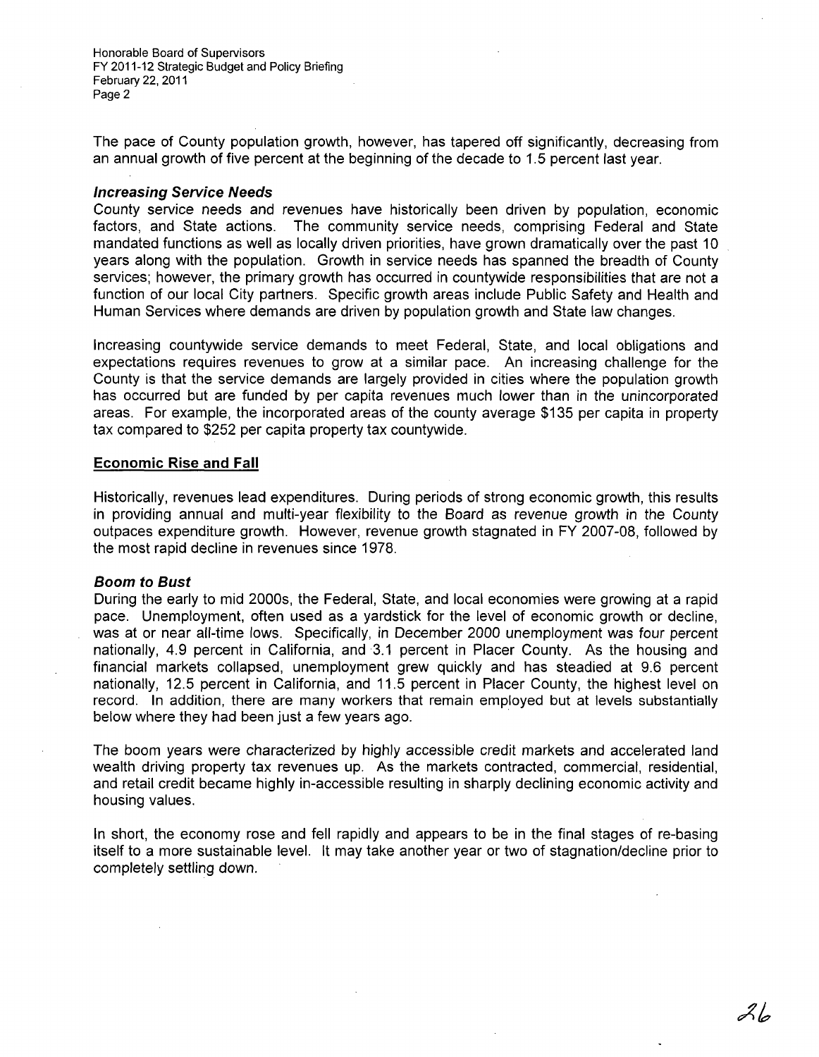The pace of County population growth, however, has tapered off significantly, decreasing from an annual growth of five percent at the beginning of the decade to 1.5 percent last year.

### *Increasing Service Needs*

County service needs and revenues have historically been driven by population, economic factors, and State actions. The community service needs, comprising Federal and State mandated functions as well as locally driven priorities, have grown dramatically over the past 10 years along with the population. Growth in service needs has spanned the breadth of County services; however, the primary growth has occurred in countywide responsibilities that are not a function of our local City partners. Specific growth areas include Public Safety and Health and Human Services where demands are driven by population growth and State law changes.

Increasing countywide service demands to meet Federal, State, and local obligations and expectations requires revenues to grow at a similar pace. An increasing challenge for the County is that the service demands are largely provided in cities where the population growth has occurred but are funded by per capita revenues much lower than in the unincorporated areas. For example, the incorporated areas of the county average $135 per capita in property tax compared to $252 per capita property tax countywide.

## Economic Rise and Fall

Historically, revenues lead expenditures. During periods of strong economic growth, this results in providing annual and multi-year flexibility to the Board as revenue growth in the County outpaces expenditure growth. However, revenue growth stagnated in FY 2007-08, followed by the most rapid decline in revenues since 1978.

### *Boom to Bust*

During the early to mid 2000s, the Federal, State, and local economies were growing at a rapid pace. Unemployment, often used as a yardstick for the level of economic growth or decline, was at or near all-time lows. Specifically, in December 2000 unemployment was four percent nationally, 4.9 percent in California, and 3.1 percent in Placer County. As the housing and financial markets collapsed, unemployment grew quickly and has steadied at 9.6 percent nationally, 12.5 percent in California, and 11.5 percent in Placer County, the highest level on record. In addition, there are many workers that remain employed but at levels substantially below where they had been just a few years ago.

The boom years were characterized by highly accessible credit markets and accelerated land wealth driving property tax revenues up. As the markets contracted, commercial, residential, and retail credit became highly in-accessible resulting in sharply declining economic activity and housing values.

In short, the economy rose and fell rapidly and appears to be in the final stages of re-basing itself to a more sustainable level. It may take another year or two of stagnation/decline prior to completely settling down.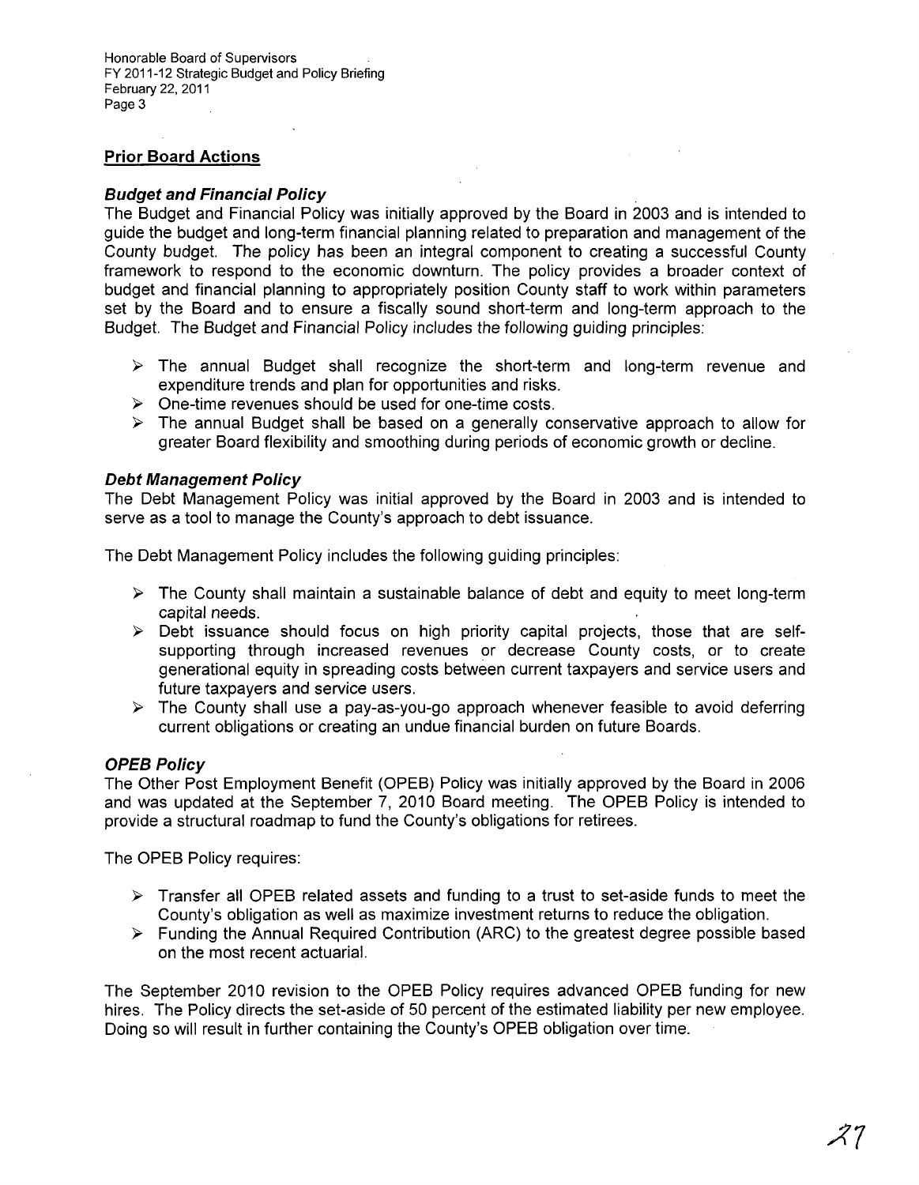## Prior Board Actions

### *Budget and Financial Policy*

The Budget and Financial Policy was initially approved by the Board in 2003 and is intended to guide the budget and long-term financial planning related to preparation and management of the County budget. The policy has been an integral component to creating a successful County framework to respond to the economic downturn. The policy provides a broader context of budget and financial planning to appropriately position County staff to work within parameters set by the Board and to ensure a fiscally sound short-term and long-term approach to the Budget. The Budget and Financial Policy includes the following guiding principles:

- The annual Budget shall recognize the short-term and long-term revenue and expenditure trends and plan for opportunities and risks.
- One-time revenues should be used for one-time costs.
- The annual Budget shall be based on a generally conservative approach to allow for greater Board flexibility and smoothing during periods of economic growth or decline.

### *Debt Management Policy*

The Debt Management Policy was initial approved by the Board in 2003 and is intended to serve as a tool to manage the County's approach to debt issuance.

The Debt Management Policy includes the following guiding principles:

- The County shall maintain a sustainable balance of debt and equity to meet long-term capital needs.
- Debt issuance should focus on high priority capital projects, those that are self-supporting through increased revenues or decrease County costs, or to create generational equity in spreading costs between current taxpayers and service users and future taxpayers and service users.
- The County shall use a pay-as-you-go approach whenever feasible to avoid deferring current obligations or creating an undue financial burden on future Boards.

### *OPEB Policy*

The Other Post Employment Benefit (OPEB) Policy was initially approved by the Board in 2006 and was updated at the September 7, 2010 Board meeting. The OPEB Policy is intended to provide a structural roadmap to fund the County's obligations for retirees.

The OPEB Policy requires:

- Transfer all OPEB related assets and funding to a trust to set-aside funds to meet the County's obligation as well as maximize investment returns to reduce the obligation.
- Funding the Annual Required Contribution (ARC) to the greatest degree possible based on the most recent actuarial.

The September 2010 revision to the OPEB Policy requires advanced OPEB funding for new hires. The Policy directs the set-aside of 50 percent of the estimated liability per new employee. Doing so will result in further containing the County's OPEB obligation over time.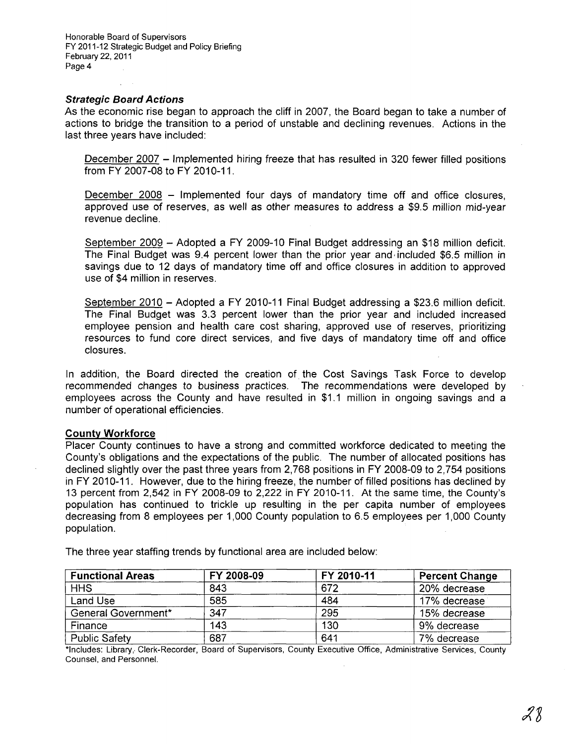### *Strategic Board Actions*

As the economic rise began to approach the cliff in 2007, the Board began to take a number of actions to bridge the transition to a period of unstable and declining revenues. Actions in the last three years have included:

December 2007 – Implemented hiring freeze that has resulted in 320 fewer filled positions from FY 2007-08 to FY 2010-11.

December 2008 – Implemented four days of mandatory time off and office closures, approved use of reserves, as well as other measures to address a $9.5 million mid-year revenue decline.

September 2009 – Adopted a FY 2009-10 Final Budget addressing an $18 million deficit. The Final Budget was 9.4 percent lower than the prior year and included $6.5 million in savings due to 12 days of mandatory time off and office closures in addition to approved use of $4 million in reserves.

September 2010 – Adopted a FY 2010-11 Final Budget addressing a $23.6 million deficit. The Final Budget was 3.3 percent lower than the prior year and included increased employee pension and health care cost sharing, approved use of reserves, prioritizing resources to fund core direct services, and five days of mandatory time off and office closures.

In addition, the Board directed the creation of the Cost Savings Task Force to develop recommended changes to business practices. The recommendations were developed by employees across the County and have resulted in $1.1 million in ongoing savings and a number of operational efficiencies.

### County Workforce

Placer County continues to have a strong and committed workforce dedicated to meeting the County's obligations and the expectations of the public. The number of allocated positions has declined slightly over the past three years from 2,768 positions in FY 2008-09 to 2,754 positions in FY 2010-11. However, due to the hiring freeze, the number of filled positions has declined by 13 percent from 2,542 in FY 2008-09 to 2,222 in FY 2010-11. At the same time, the County's population has continued to trickle up resulting in the per capita number of employees decreasing from 8 employees per 1,000 County population to 6.5 employees per 1,000 County population.

The three year staffing trends by functional area are included below:

| Functional Areas | FY 2008-09 | FY 2010-11 | Percent Change |
|---|---|---|---|
| HHS | 843 | 672 | 20% decrease |
| Land Use | 585 | 484 | 17% decrease |
| General Government* | 347 | 295 | 15% decrease |
| Finance | 143 | 130 | 9% decrease |
| Public Safety | 687 | 641 | 7% decrease |

*Includes: Library, Clerk-Recorder, Board of Supervisors, County Executive Office, Administrative Services, County Counsel, and Personnel.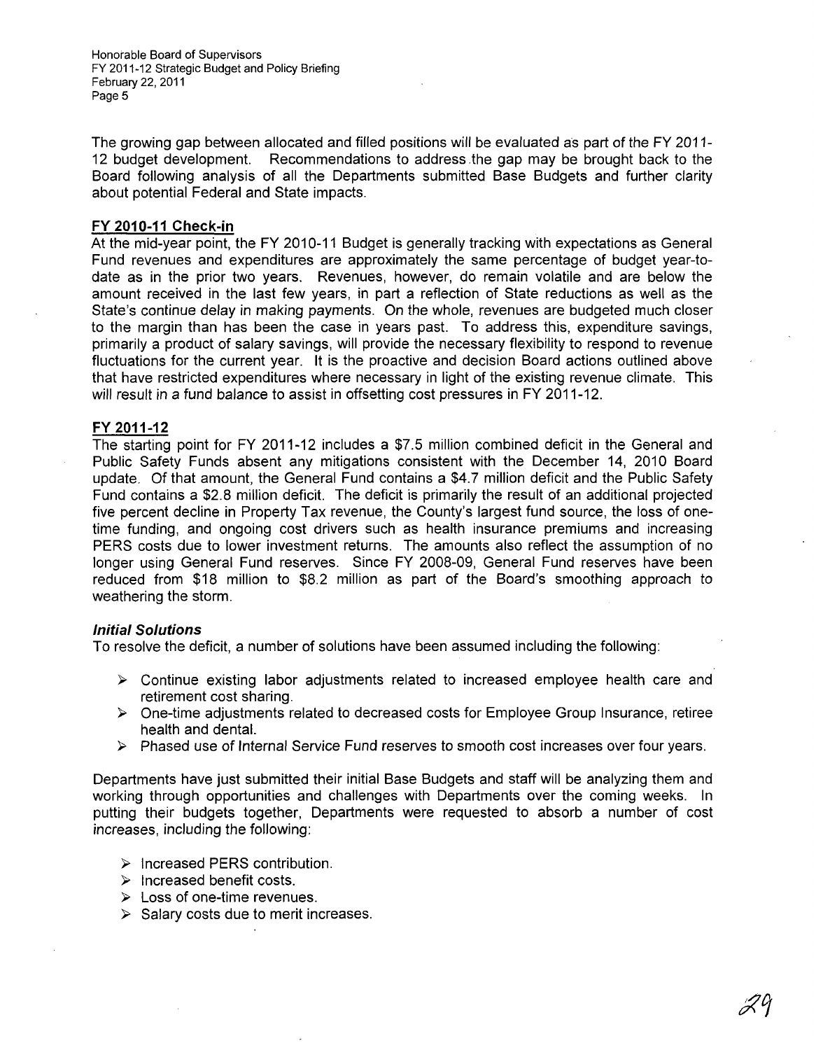The growing gap between allocated and filled positions will be evaluated as part of the FY 2011-12 budget development. Recommendations to address the gap may be brought back to the Board following analysis of all the Departments submitted Base Budgets and further clarity about potential Federal and State impacts.

## FY 2010-11 Check-in

At the mid-year point, the FY 2010-11 Budget is generally tracking with expectations as General Fund revenues and expenditures are approximately the same percentage of budget year-to-date as in the prior two years. Revenues, however, do remain volatile and are below the amount received in the last few years, in part a reflection of State reductions as well as the State's continue delay in making payments. On the whole, revenues are budgeted much closer to the margin than has been the case in years past. To address this, expenditure savings, primarily a product of salary savings, will provide the necessary flexibility to respond to revenue fluctuations for the current year. It is the proactive and decision Board actions outlined above that have restricted expenditures where necessary in light of the existing revenue climate. This will result in a fund balance to assist in offsetting cost pressures in FY 2011-12.

## FY 2011-12

The starting point for FY 2011-12 includes a $7.5 million combined deficit in the General and Public Safety Funds absent any mitigations consistent with the December 14, 2010 Board update. Of that amount, the General Fund contains a $4.7 million deficit and the Public Safety Fund contains a $2.8 million deficit. The deficit is primarily the result of an additional projected five percent decline in Property Tax revenue, the County's largest fund source, the loss of one-time funding, and ongoing cost drivers such as health insurance premiums and increasing PERS costs due to lower investment returns. The amounts also reflect the assumption of no longer using General Fund reserves. Since FY 2008-09, General Fund reserves have been reduced from $18 million to $8.2 million as part of the Board's smoothing approach to weathering the storm.

### *Initial Solutions*

To resolve the deficit, a number of solutions have been assumed including the following:

- Continue existing labor adjustments related to increased employee health care and retirement cost sharing.
- One-time adjustments related to decreased costs for Employee Group Insurance, retiree health and dental.
- Phased use of Internal Service Fund reserves to smooth cost increases over four years.

Departments have just submitted their initial Base Budgets and staff will be analyzing them and working through opportunities and challenges with Departments over the coming weeks. In putting their budgets together, Departments were requested to absorb a number of cost increases, including the following:

- Increased PERS contribution.
- Increased benefit costs.
- Loss of one-time revenues.
- Salary costs due to merit increases.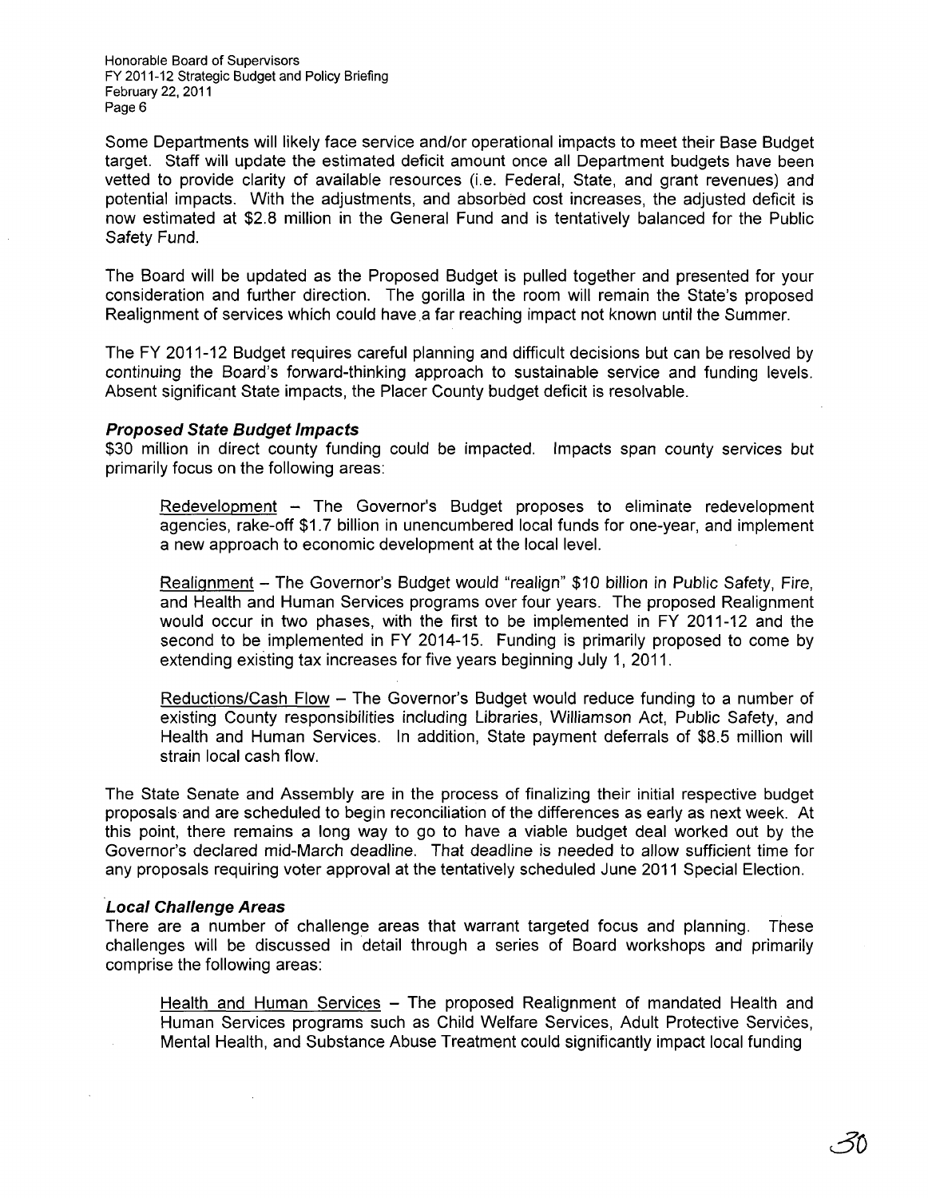Some Departments will likely face service and/or operational impacts to meet their Base Budget target. Staff will update the estimated deficit amount once all Department budgets have been vetted to provide clarity of available resources (i.e. Federal, State, and grant revenues) and potential impacts. With the adjustments, and absorbed cost increases, the adjusted deficit is now estimated at $2.8 million in the General Fund and is tentatively balanced for the Public Safety Fund.

The Board will be updated as the Proposed Budget is pulled together and presented for your consideration and further direction. The gorilla in the room will remain the State's proposed Realignment of services which could have a far reaching impact not known until the Summer.

The FY 2011-12 Budget requires careful planning and difficult decisions but can be resolved by continuing the Board's forward-thinking approach to sustainable service and funding levels. Absent significant State impacts, the Placer County budget deficit is resolvable.

***Proposed State Budget Impacts***

$30 million in direct county funding could be impacted. Impacts span county services but primarily focus on the following areas:

Redevelopment – The Governor's Budget proposes to eliminate redevelopment agencies, rake-off $1.7 billion in unencumbered local funds for one-year, and implement a new approach to economic development at the local level.

Realignment – The Governor's Budget would "realign" $10 billion in Public Safety, Fire, and Health and Human Services programs over four years. The proposed Realignment would occur in two phases, with the first to be implemented in FY 2011-12 and the second to be implemented in FY 2014-15. Funding is primarily proposed to come by extending existing tax increases for five years beginning July 1, 2011.

Reductions/Cash Flow – The Governor's Budget would reduce funding to a number of existing County responsibilities including Libraries, Williamson Act, Public Safety, and Health and Human Services. In addition, State payment deferrals of $8.5 million will strain local cash flow.

The State Senate and Assembly are in the process of finalizing their initial respective budget proposals and are scheduled to begin reconciliation of the differences as early as next week. At this point, there remains a long way to go to have a viable budget deal worked out by the Governor's declared mid-March deadline. That deadline is needed to allow sufficient time for any proposals requiring voter approval at the tentatively scheduled June 2011 Special Election.

***Local Challenge Areas***

There are a number of challenge areas that warrant targeted focus and planning. These challenges will be discussed in detail through a series of Board workshops and primarily comprise the following areas:

Health and Human Services – The proposed Realignment of mandated Health and Human Services programs such as Child Welfare Services, Adult Protective Services, Mental Health, and Substance Abuse Treatment could significantly impact local funding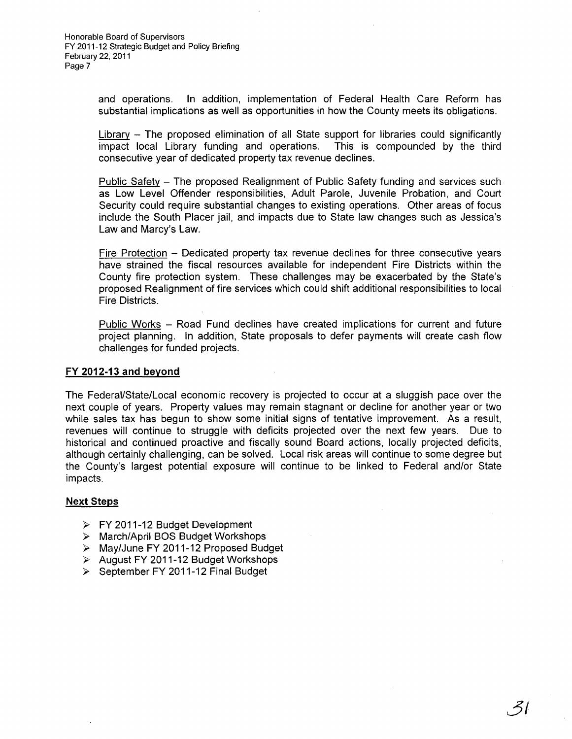and operations. In addition, implementation of Federal Health Care Reform has substantial implications as well as opportunities in how the County meets its obligations.

Library – The proposed elimination of all State support for libraries could significantly impact local Library funding and operations. This is compounded by the third consecutive year of dedicated property tax revenue declines.

Public Safety – The proposed Realignment of Public Safety funding and services such as Low Level Offender responsibilities, Adult Parole, Juvenile Probation, and Court Security could require substantial changes to existing operations. Other areas of focus include the South Placer jail, and impacts due to State law changes such as Jessica's Law and Marcy's Law.

Fire Protection – Dedicated property tax revenue declines for three consecutive years have strained the fiscal resources available for independent Fire Districts within the County fire protection system. These challenges may be exacerbated by the State's proposed Realignment of fire services which could shift additional responsibilities to local Fire Districts.

Public Works – Road Fund declines have created implications for current and future project planning. In addition, State proposals to defer payments will create cash flow challenges for funded projects.

## FY 2012-13 and beyond

The Federal/State/Local economic recovery is projected to occur at a sluggish pace over the next couple of years. Property values may remain stagnant or decline for another year or two while sales tax has begun to show some initial signs of tentative improvement. As a result, revenues will continue to struggle with deficits projected over the next few years. Due to historical and continued proactive and fiscally sound Board actions, locally projected deficits, although certainly challenging, can be solved. Local risk areas will continue to some degree but the County's largest potential exposure will continue to be linked to Federal and/or State impacts.

## Next Steps

- FY 2011-12 Budget Development
- March/April BOS Budget Workshops
- May/June FY 2011-12 Proposed Budget
- August FY 2011-12 Budget Workshops
- September FY 2011-12 Final Budget